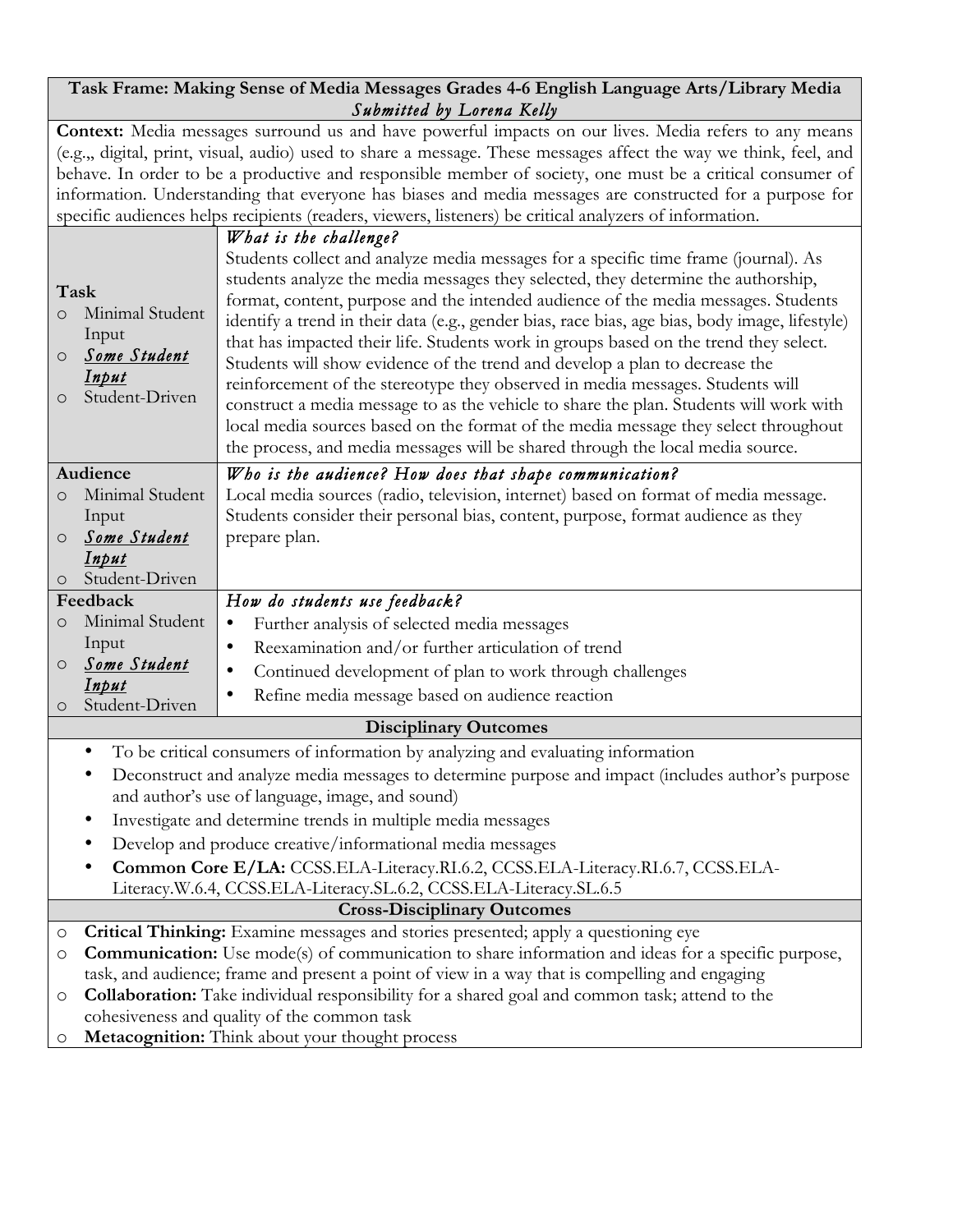**Task Frame: Making Sense of Media Messages Grades 4-6 English Language Arts/Library Media**
*Submitted by Lorena Kelly*

**Context:** Media messages surround us and have powerful impacts on our lives. Media refers to any means (e.g.,, digital, print, visual, audio) used to share a message. These messages affect the way we think, feel, and behave. In order to be a productive and responsible member of society, one must be a critical consumer of information. Understanding that everyone has biases and media messages are constructed for a purpose for specific audiences helps recipients (readers, viewers, listeners) be critical analyzers of information.

| | |
|---|---|
| **Task**<br>○ Minimal Student Input<br>○ ***<u>Some Student Input</u>***<br>○ Student-Driven | *What is the challenge?*<br>Students collect and analyze media messages for a specific time frame (journal). As students analyze the media messages they selected, they determine the authorship, format, content, purpose and the intended audience of the media messages. Students identify a trend in their data (e.g., gender bias, race bias, age bias, body image, lifestyle) that has impacted their life. Students work in groups based on the trend they select. Students will show evidence of the trend and develop a plan to decrease the reinforcement of the stereotype they observed in media messages. Students will construct a media message to as the vehicle to share the plan. Students will work with local media sources based on the format of the media message they select throughout the process, and media messages will be shared through the local media source. |
| **Audience**<br>○ Minimal Student Input<br>○ ***<u>Some Student Input</u>***<br>○ Student-Driven | *Who is the audience? How does that shape communication?*<br>Local media sources (radio, television, internet) based on format of media message. Students consider their personal bias, content, purpose, format audience as they prepare plan. |
| **Feedback**<br>○ Minimal Student Input<br>○ ***<u>Some Student Input</u>***<br>○ Student-Driven | *How do students use feedback?*<br>• Further analysis of selected media messages<br>• Reexamination and/or further articulation of trend<br>• Continued development of plan to work through challenges<br>• Refine media message based on audience reaction |

**Disciplinary Outcomes**

- To be critical consumers of information by analyzing and evaluating information
- Deconstruct and analyze media messages to determine purpose and impact (includes author's purpose and author's use of language, image, and sound)
- Investigate and determine trends in multiple media messages
- Develop and produce creative/informational media messages
- **Common Core E/LA:** CCSS.ELA-Literacy.RI.6.2, CCSS.ELA-Literacy.RI.6.7, CCSS.ELA-Literacy.W.6.4, CCSS.ELA-Literacy.SL.6.2, CCSS.ELA-Literacy.SL.6.5

**Cross-Disciplinary Outcomes**

- ○ **Critical Thinking:** Examine messages and stories presented; apply a questioning eye
- ○ **Communication:** Use mode(s) of communication to share information and ideas for a specific purpose, task, and audience; frame and present a point of view in a way that is compelling and engaging
- ○ **Collaboration:** Take individual responsibility for a shared goal and common task; attend to the cohesiveness and quality of the common task
- ○ **Metacognition:** Think about your thought process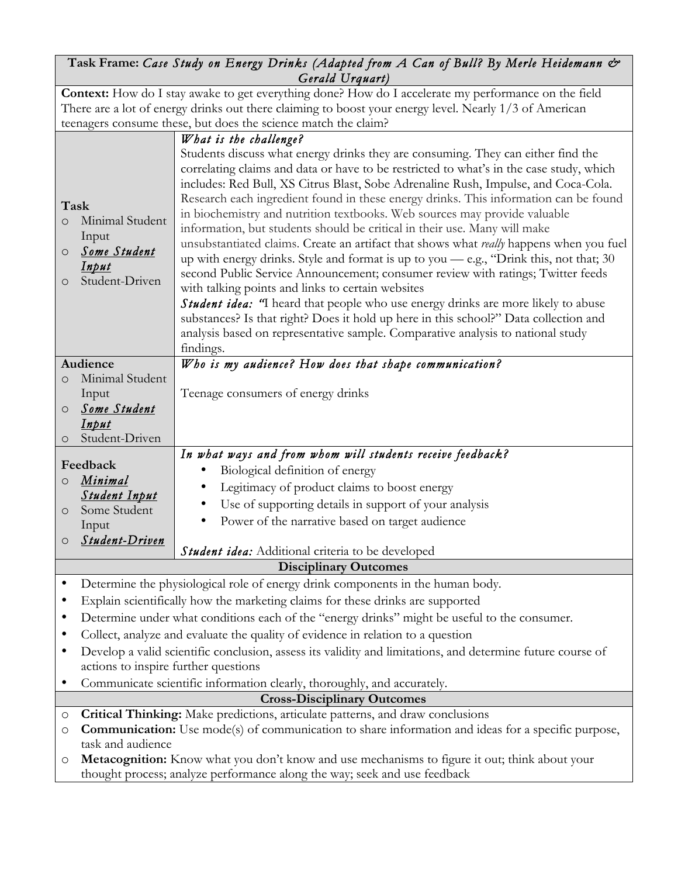| **Task Frame:** *Case Study on Energy Drinks (Adapted from A Can of Bull? By Merle Heidemann & Gerald Urquart)* | |
|---|---|
| **Context:** How do I stay awake to get everything done? How do I accelerate my performance on the field There are a lot of energy drinks out there claiming to boost your energy level. Nearly 1/3 of American teenagers consume these, but does the science match the claim? | |
| **Task**<br>○ Minimal Student Input<br>○ ***Some Student Input***<br>○ Student-Driven | *What is the challenge?*<br>Students discuss what energy drinks they are consuming. They can either find the correlating claims and data or have to be restricted to what's in the case study, which includes: Red Bull, XS Citrus Blast, Sobe Adrenaline Rush, Impulse, and Coca-Cola. Research each ingredient found in these energy drinks. This information can be found in biochemistry and nutrition textbooks. Web sources may provide valuable information, but students should be critical in their use. Many will make unsubstantiated claims. Create an artifact that shows what *really* happens when you fuel up with energy drinks. Style and format is up to you — e.g., "Drink this, not that; 30 second Public Service Announcement; consumer review with ratings; Twitter feeds with talking points and links to certain websites<br>***Student idea:*** "I heard that people who use energy drinks are more likely to abuse substances? Is that right? Does it hold up here in this school?" Data collection and analysis based on representative sample. Comparative analysis to national study findings. |
| **Audience**<br>○ Minimal Student Input<br>○ ***Some Student Input***<br>○ Student-Driven | *Who is my audience? How does that shape communication?*<br><br>Teenage consumers of energy drinks |
| **Feedback**<br>○ ***Minimal Student Input***<br>○ Some Student Input<br>○ ***Student-Driven*** | *In what ways and from whom will students receive feedback?*<br>• Biological definition of energy<br>• Legitimacy of product claims to boost energy<br>• Use of supporting details in support of your analysis<br>• Power of the narrative based on target audience<br><br>***Student idea:*** Additional criteria to be developed |

**Disciplinary Outcomes**

- Determine the physiological role of energy drink components in the human body.
- Explain scientifically how the marketing claims for these drinks are supported
- Determine under what conditions each of the "energy drinks" might be useful to the consumer.
- Collect, analyze and evaluate the quality of evidence in relation to a question
- Develop a valid scientific conclusion, assess its validity and limitations, and determine future course of actions to inspire further questions
- Communicate scientific information clearly, thoroughly, and accurately.

**Cross-Disciplinary Outcomes**

- **Critical Thinking:** Make predictions, articulate patterns, and draw conclusions
- **Communication:** Use mode(s) of communication to share information and ideas for a specific purpose, task and audience
- **Metacognition:** Know what you don't know and use mechanisms to figure it out; think about your thought process; analyze performance along the way; seek and use feedback